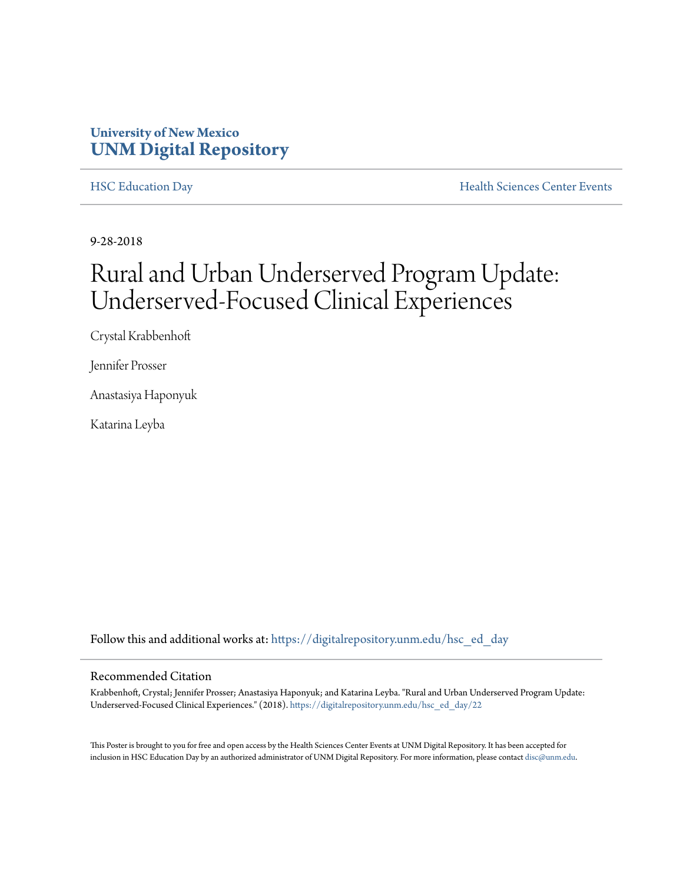University of New Mexico
**UNM Digital Repository**

HSC Education Day | Health Sciences Center Events

9-28-2018

# Rural and Urban Underserved Program Update: Underserved-Focused Clinical Experiences

Crystal Krabbenhoft

Jennifer Prosser

Anastasiya Haponyuk

Katarina Leyba

Follow this and additional works at: https://digitalrepository.unm.edu/hsc_ed_day

## Recommended Citation

Krabbenhoft, Crystal; Jennifer Prosser; Anastasiya Haponyuk; and Katarina Leyba. "Rural and Urban Underserved Program Update: Underserved-Focused Clinical Experiences." (2018). https://digitalrepository.unm.edu/hsc_ed_day/22

This Poster is brought to you for free and open access by the Health Sciences Center Events at UNM Digital Repository. It has been accepted for inclusion in HSC Education Day by an authorized administrator of UNM Digital Repository. For more information, please contact disc@unm.edu.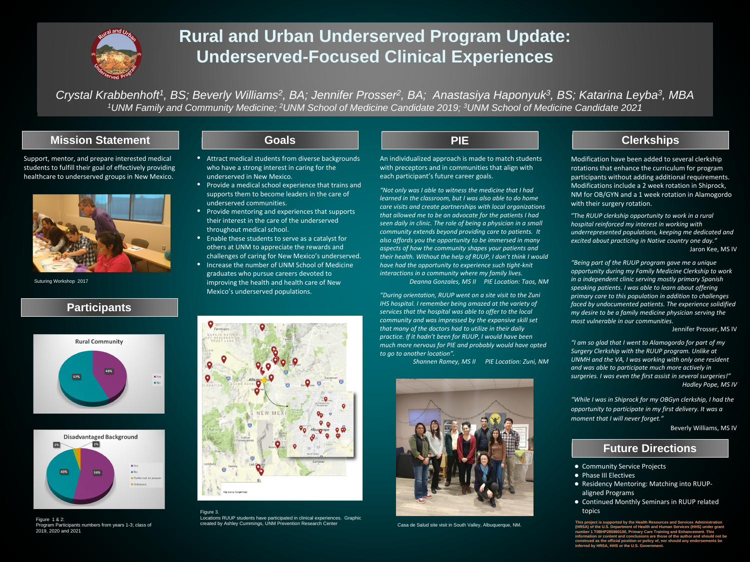# Rural and Urban Underserved Program Update: Underserved-Focused Clinical Experiences

*Crystal Krabbenhoft[1], BS; Beverly Williams[2], BA; Jennifer Prosser[2], BA; Anastasiya Haponyuk[3], BS; Katarina Leyba[3], MBA*

*[1]UNM Family and Community Medicine; [2]UNM School of Medicine Candidate 2019; [3]UNM School of Medicine Candidate 2021*

## Mission Statement

Support, mentor, and prepare interested medical students to fulfill their goal of effectively providing healthcare to underserved groups in New Mexico.

Suturing Workshop 2017

## Participants

Rural Community

57%

43%

Yes

No

Disadvantaged Background

2%

2%

43%

53%

Yes

No

Prefer not to answer

Unknown

Figure 1 & 2:
Program Participants numbers from years 1-3; class of 2019, 2020 and 2021

## Goals

- Attract medical students from diverse backgrounds who have a strong interest in caring for the underserved in New Mexico.
- Provide a medical school experience that trains and supports them to become leaders in the care of underserved communities.
- Provide mentoring and experiences that supports their interest in the care of the underserved throughout medical school.
- Enable these students to serve as a catalyst for others at UNM to appreciate the rewards and challenges of caring for New Mexico's underserved.
- Increase the number of UNM School of Medicine graduates who pursue careers devoted to improving the health and health care of New Mexico's underserved populations.

Figure 3.
Locations RUUP students have participated in clinical experiences. Graphic created by Ashley Cummings, UNM Prevention Research Center

## PIE

An individualized approach is made to match students with preceptors and in communities that align with each participant's future career goals.

*"Not only was I able to witness the medicine that I had learned in the classroom, but I was also able to do home care visits and create partnerships with local organizations that allowed me to be an advocate for the patients I had seen daily in clinic. The role of being a physician in a small community extends beyond providing care to patients. It also affords you the opportunity to be immersed in many aspects of how the community shapes your patients and their health. Without the help of RUUP, I don't think I would have had the opportunity to experience such tight-knit interactions in a community where my family lives.*
*Deanna Gonzales, MS II PIE Location: Taos, NM*

*"During orientation, RUUP went on a site visit to the Zuni IHS hospital. I remember being amazed at the variety of services that the hospital was able to offer to the local community and was impressed by the expansive skill set that many of the doctors had to utilize in their daily practice. If it hadn't been for RUUP, I would have been much more nervous for PIE and probably would have opted to go to another location".*
*Shannen Ramey, MS II PIE Location: Zuni, NM*

Casa de Salud site visit in South Valley, Albuquerque, NM.

## Clerkships

Modification have been added to several clerkship rotations that enhance the curriculum for program participants without adding additional requirements. Modifications include a 2 week rotation in Shiprock, NM for OB/GYN and a 1 week rotation in Alamogordo with their surgery rotation.

*"The RUUP clerkship opportunity to work in a rural hospital reinforced my interest in working with underrepresented populations, keeping me dedicated and excited about practicing in Native country one day."*
Jaron Kee, MS IV

*"Being part of the RUUP program gave me a unique opportunity during my Family Medicine Clerkship to work in a independent clinic serving mostly primary Spanish speaking patients. I was able to learn about offering primary care to this population in addition to challenges faced by undocumented patients. The experience solidified my desire to be a family medicine physician serving the most vulnerable in our communities.*
Jennifer Prosser, MS IV

*"I am so glad that I went to Alamogordo for part of my Surgery Clerkship with the RUUP program. Unlike at UNMH and the VA, I was working with only one resident and was able to participate much more actively in surgeries. I was even the first assist in several surgeries!"*
Hadley Pope, MS IV

*"While I was in Shiprock for my OBGyn clerkship, I had the opportunity to participate in my first delivery. It was a moment that I will never forget."*
Beverly Williams, MS IV

## Future Directions

- Community Service Projects
- Phase III Electives
- Residency Mentoring: Matching into RUUP-aligned Programs
- Continued Monthly Seminars in RUUP related topics

**This project is supported by the Health Resources and Services Administration (HRSA) of the U.S. Department of Health and Human Services (HHS) under grant number 1 T0BHP285860100, Primary Care Training and Enhancement. This information or content and conclusions are those of the author and should not be construed as the official position or policy of, nor should any endorsements be inferred by HRSA, HHS or the U.S. Government.**